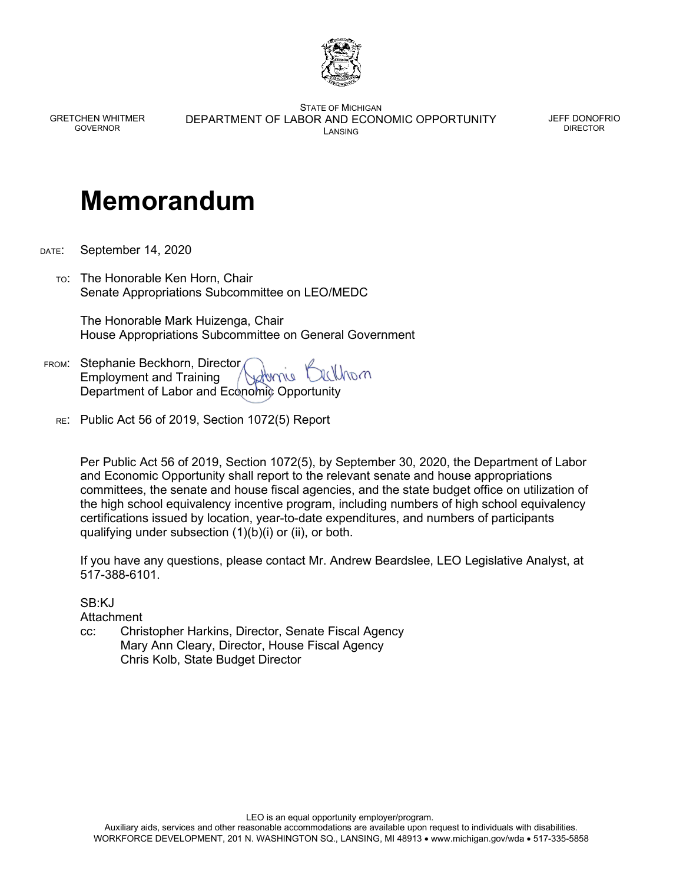GRETCHEN WHITMER
GOVERNOR

STATE OF MICHIGAN
DEPARTMENT OF LABOR AND ECONOMIC OPPORTUNITY
LANSING

JEFF DONOFRIO
DIRECTOR

# Memorandum

DATE: September 14, 2020

TO: The Honorable Ken Horn, Chair
Senate Appropriations Subcommittee on LEO/MEDC

The Honorable Mark Huizenga, Chair
House Appropriations Subcommittee on General Government

FROM: Stephanie Beckhorn, Director
Employment and Training
Department of Labor and Economic Opportunity

RE: Public Act 56 of 2019, Section 1072(5) Report

Per Public Act 56 of 2019, Section 1072(5), by September 30, 2020, the Department of Labor and Economic Opportunity shall report to the relevant senate and house appropriations committees, the senate and house fiscal agencies, and the state budget office on utilization of the high school equivalency incentive program, including numbers of high school equivalency certifications issued by location, year-to-date expenditures, and numbers of participants qualifying under subsection (1)(b)(i) or (ii), or both.

If you have any questions, please contact Mr. Andrew Beardslee, LEO Legislative Analyst, at 517-388-6101.

SB:KJ
Attachment
cc: Christopher Harkins, Director, Senate Fiscal Agency
Mary Ann Cleary, Director, House Fiscal Agency
Chris Kolb, State Budget Director

LEO is an equal opportunity employer/program.
Auxiliary aids, services and other reasonable accommodations are available upon request to individuals with disabilities.
WORKFORCE DEVELOPMENT, 201 N. WASHINGTON SQ., LANSING, MI 48913 • www.michigan.gov/wda • 517-335-5858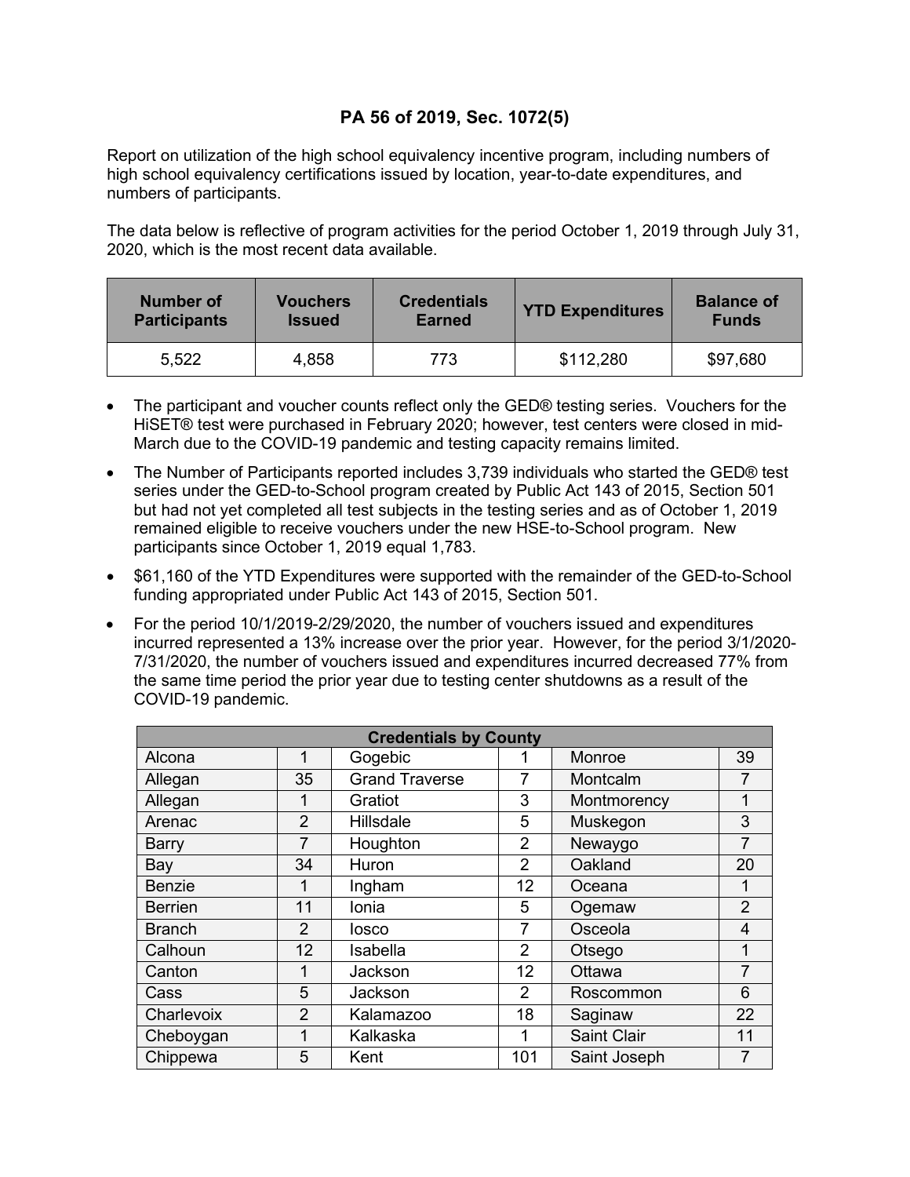## PA 56 of 2019, Sec. 1072(5)

Report on utilization of the high school equivalency incentive program, including numbers of high school equivalency certifications issued by location, year-to-date expenditures, and numbers of participants.

The data below is reflective of program activities for the period October 1, 2019 through July 31, 2020, which is the most recent data available.

| Number of Participants | Vouchers Issued | Credentials Earned | YTD Expenditures | Balance of Funds |
|---|---|---|---|---|
| 5,522 | 4,858 | 773 | $112,280 | $97,680 |

- The participant and voucher counts reflect only the GED® testing series. Vouchers for the HiSET® test were purchased in February 2020; however, test centers were closed in mid-March due to the COVID-19 pandemic and testing capacity remains limited.
- The Number of Participants reported includes 3,739 individuals who started the GED® test series under the GED-to-School program created by Public Act 143 of 2015, Section 501 but had not yet completed all test subjects in the testing series and as of October 1, 2019 remained eligible to receive vouchers under the new HSE-to-School program. New participants since October 1, 2019 equal 1,783.
- $61,160 of the YTD Expenditures were supported with the remainder of the GED-to-School funding appropriated under Public Act 143 of 2015, Section 501.
- For the period 10/1/2019-2/29/2020, the number of vouchers issued and expenditures incurred represented a 13% increase over the prior year. However, for the period 3/1/2020-7/31/2020, the number of vouchers issued and expenditures incurred decreased 77% from the same time period the prior year due to testing center shutdowns as a result of the COVID-19 pandemic.

| Credentials by County | | | | | |
|---|---|---|---|---|---|
| Alcona | 1 | Gogebic | 1 | Monroe | 39 |
| Allegan | 35 | Grand Traverse | 7 | Montcalm | 7 |
| Allegan | 1 | Gratiot | 3 | Montmorency | 1 |
| Arenac | 2 | Hillsdale | 5 | Muskegon | 3 |
| Barry | 7 | Houghton | 2 | Newaygo | 7 |
| Bay | 34 | Huron | 2 | Oakland | 20 |
| Benzie | 1 | Ingham | 12 | Oceana | 1 |
| Berrien | 11 | Ionia | 5 | Ogemaw | 2 |
| Branch | 2 | Iosco | 7 | Osceola | 4 |
| Calhoun | 12 | Isabella | 2 | Otsego | 1 |
| Canton | 1 | Jackson | 12 | Ottawa | 7 |
| Cass | 5 | Jackson | 2 | Roscommon | 6 |
| Charlevoix | 2 | Kalamazoo | 18 | Saginaw | 22 |
| Cheboygan | 1 | Kalkaska | 1 | Saint Clair | 11 |
| Chippewa | 5 | Kent | 101 | Saint Joseph | 7 |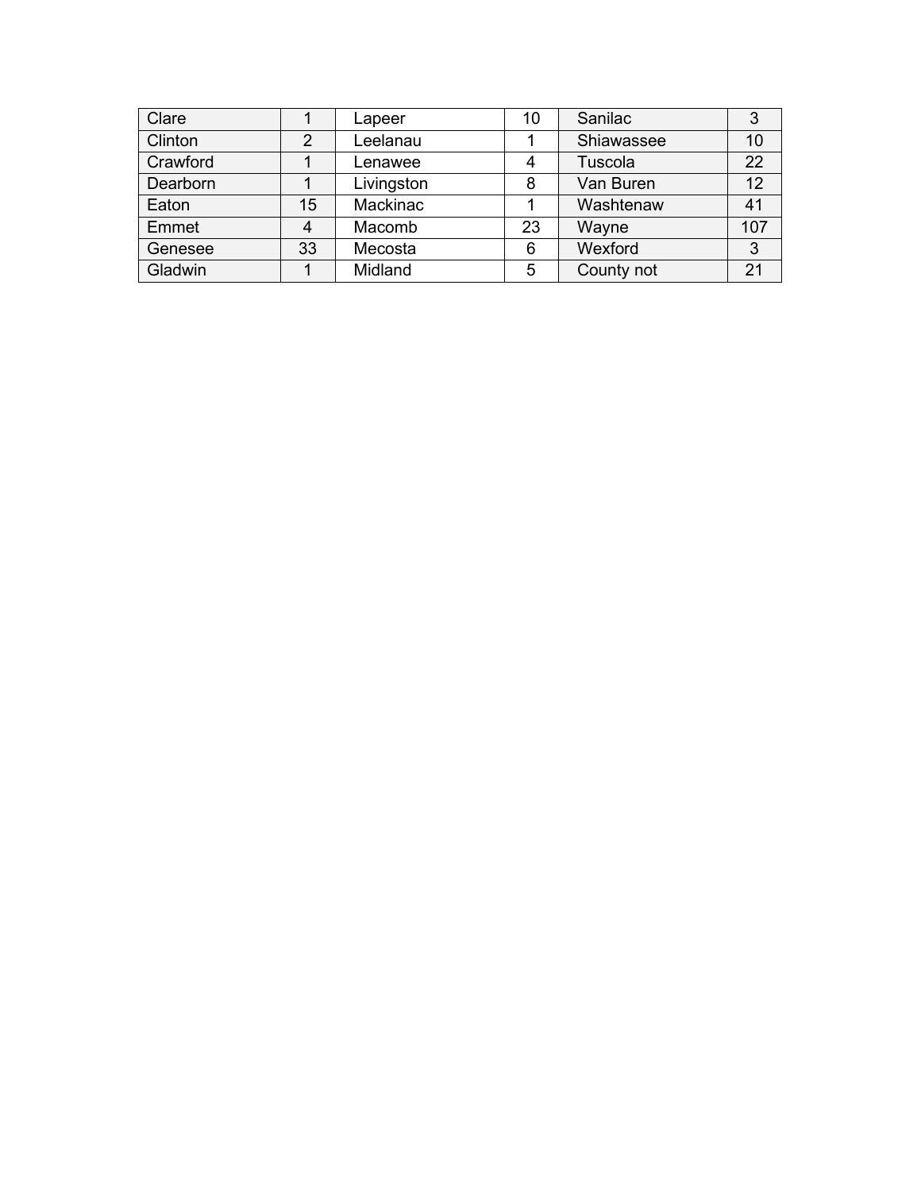| | | | | | |
|---|---|---|---|---|---|
| Clare | 1 | Lapeer | 10 | Sanilac | 3 |
| Clinton | 2 | Leelanau | 1 | Shiawassee | 10 |
| Crawford | 1 | Lenawee | 4 | Tuscola | 22 |
| Dearborn | 1 | Livingston | 8 | Van Buren | 12 |
| Eaton | 15 | Mackinac | 1 | Washtenaw | 41 |
| Emmet | 4 | Macomb | 23 | Wayne | 107 |
| Genesee | 33 | Mecosta | 6 | Wexford | 3 |
| Gladwin | 1 | Midland | 5 | County not | 21 |